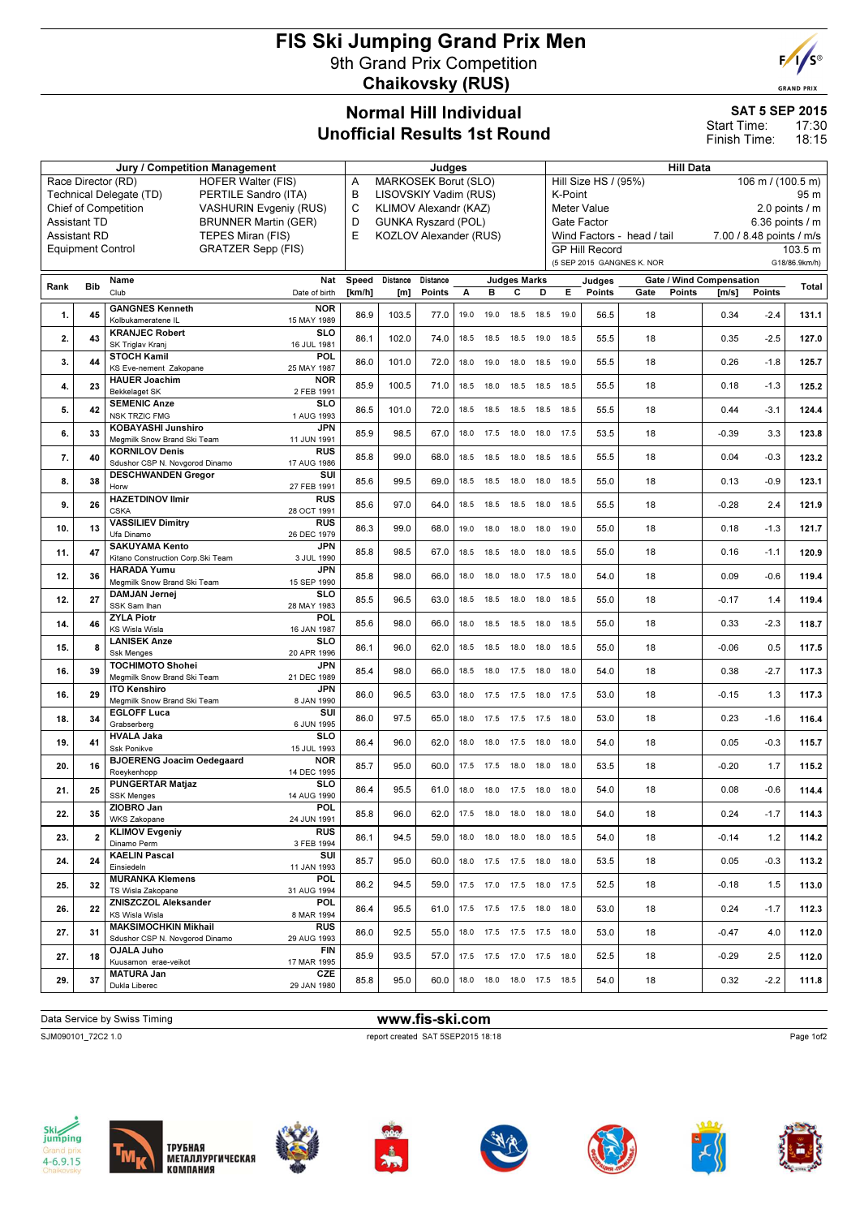# FIS Ski Jumping Grand Prix Men

## 9th Grand Prix Competition

## Chaikovsky (RUS)

## Normal Hill Individual
## Unofficial Results 1st Round

**SAT 5 SEP 2015**
Start Time: 17:30
Finish Time: 18:15

| Jury / Competition Management | | Judges | | Hill Data | |
|---|---|---|---|---|---|
| Race Director (RD) | HOFER Walter (FIS) | A | MARKOSEK Borut (SLO) | Hill Size HS / (95%) | 106 m / (100.5 m) |
| Technical Delegate (TD) | PERTILE Sandro (ITA) | B | LISOVSKIY Vadim (RUS) | K-Point | 95 m |
| Chief of Competition | VASHURIN Evgeniy (RUS) | C | KLIMOV Alexandr (KAZ) | Meter Value | 2.0 points / m |
| Assistant TD | BRUNNER Martin (GER) | D | GUNKA Ryszard (POL) | Gate Factor | 6.36 points / m |
| Assistant RD | TEPES Miran (FIS) | E | KOZLOV Alexander (RUS) | Wind Factors - head / tail | 7.00 / 8.48 points / m/s |
| Equipment Control | GRATZER Sepp (FIS) | | | GP Hill Record | 103.5 m |
| | | | | (5 SEP 2015 GANGNES K. NOR | G18/86.9km/h) |

| Rank | Bib | Name / Club | Nat / Date of birth | Speed [km/h] | Distance [m] | Distance Points | A | B | C | D | E | Judges Points | Gate | Gate Points | Wind [m/s] | Wind Points | Total |
|---|---|---|---|---|---|---|---|---|---|---|---|---|---|---|---|---|---|
| 1. | 45 | GANGNES Kenneth / Kolbukameratene IL | NOR / 15 MAY 1989 | 86.9 | 103.5 | 77.0 | 19.0 | 19.0 | 18.5 | 18.5 | 19.0 | 56.5 | 18 | | 0.34 | -2.4 | 131.1 |
| 2. | 43 | KRANJEC Robert / SK Triglav Kranj | SLO / 16 JUL 1981 | 86.1 | 102.0 | 74.0 | 18.5 | 18.5 | 18.5 | 19.0 | 18.5 | 55.5 | 18 | | 0.35 | -2.5 | 127.0 |
| 3. | 44 | STOCH Kamil / KS Eve-nement Zakopane | POL / 25 MAY 1987 | 86.0 | 101.0 | 72.0 | 18.0 | 19.0 | 18.0 | 18.5 | 19.0 | 55.5 | 18 | | 0.26 | -1.8 | 125.7 |
| 4. | 23 | HAUER Joachim / Bekkelaget SK | NOR / 2 FEB 1991 | 85.9 | 100.5 | 71.0 | 18.5 | 18.0 | 18.5 | 18.5 | 18.5 | 55.5 | 18 | | 0.18 | -1.3 | 125.2 |
| 5. | 42 | SEMENIC Anze / NSK TRZIC FMG | SLO / 1 AUG 1993 | 86.5 | 101.0 | 72.0 | 18.5 | 18.5 | 18.5 | 18.5 | 18.5 | 55.5 | 18 | | 0.44 | -3.1 | 124.4 |
| 6. | 33 | KOBAYASHI Junshiro / Megmilk Snow Brand Ski Team | JPN / 11 JUN 1991 | 85.9 | 98.5 | 67.0 | 18.0 | 17.5 | 18.0 | 18.0 | 17.5 | 53.5 | 18 | | -0.39 | 3.3 | 123.8 |
| 7. | 40 | KORNILOV Denis / Sdushor CSP N. Novgorod Dinamo | RUS / 17 AUG 1986 | 85.8 | 99.0 | 68.0 | 18.5 | 18.5 | 18.0 | 18.5 | 18.5 | 55.5 | 18 | | 0.04 | -0.3 | 123.2 |
| 8. | 38 | DESCHWANDEN Gregor / Horw | SUI / 27 FEB 1991 | 85.6 | 99.5 | 69.0 | 18.5 | 18.5 | 18.0 | 18.0 | 18.5 | 55.0 | 18 | | 0.13 | -0.9 | 123.1 |
| 9. | 26 | HAZETDINOV Ilmir / CSKA | RUS / 28 OCT 1991 | 85.6 | 97.0 | 64.0 | 18.5 | 18.5 | 18.5 | 18.0 | 18.5 | 55.5 | 18 | | -0.28 | 2.4 | 121.9 |
| 10. | 13 | VASSILIEV Dimitry / Ufa Dinamo | RUS / 26 DEC 1979 | 86.3 | 99.0 | 68.0 | 19.0 | 18.0 | 18.0 | 18.0 | 19.0 | 55.0 | 18 | | 0.18 | -1.3 | 121.7 |
| 11. | 47 | SAKUYAMA Kento / Kitano Construction Corp.Ski Team | JPN / 3 JUL 1990 | 85.8 | 98.5 | 67.0 | 18.5 | 18.5 | 18.0 | 18.0 | 18.5 | 55.0 | 18 | | 0.16 | -1.1 | 120.9 |
| 12. | 36 | HARADA Yumu / Megmilk Snow Brand Ski Team | JPN / 15 SEP 1990 | 85.8 | 98.0 | 66.0 | 18.0 | 18.0 | 18.0 | 17.5 | 18.0 | 54.0 | 18 | | 0.09 | -0.6 | 119.4 |
| 12. | 27 | DAMJAN Jernej / SSK Sam Ihan | SLO / 28 MAY 1983 | 85.5 | 96.5 | 63.0 | 18.5 | 18.5 | 18.0 | 18.0 | 18.5 | 55.0 | 18 | | -0.17 | 1.4 | 119.4 |
| 14. | 46 | ZYLA Piotr / KS Wisla Wisla | POL / 16 JAN 1987 | 85.6 | 98.0 | 66.0 | 18.0 | 18.5 | 18.5 | 18.0 | 18.5 | 55.0 | 18 | | 0.33 | -2.3 | 118.7 |
| 15. | 8 | LANISEK Anze / Ssk Menges | SLO / 20 APR 1996 | 86.1 | 96.0 | 62.0 | 18.5 | 18.5 | 18.0 | 18.0 | 18.5 | 55.0 | 18 | | -0.06 | 0.5 | 117.5 |
| 16. | 39 | TOCHIMOTO Shohei / Megmilk Snow Brand Ski Team | JPN / 21 DEC 1989 | 85.4 | 98.0 | 66.0 | 18.5 | 18.0 | 17.5 | 18.0 | 18.0 | 54.0 | 18 | | 0.38 | -2.7 | 117.3 |
| 16. | 29 | ITO Kenshiro / Megmilk Snow Brand Ski Team | JPN / 8 JAN 1990 | 86.0 | 96.5 | 63.0 | 18.0 | 17.5 | 17.5 | 18.0 | 17.5 | 53.0 | 18 | | -0.15 | 1.3 | 117.3 |
| 18. | 34 | EGLOFF Luca / Grabserberg | SUI / 6 JUN 1995 | 86.0 | 97.5 | 65.0 | 18.0 | 17.5 | 17.5 | 17.5 | 18.0 | 53.0 | 18 | | 0.23 | -1.6 | 116.4 |
| 19. | 41 | HVALA Jaka / Ssk Ponikve | SLO / 15 JUL 1993 | 86.4 | 96.0 | 62.0 | 18.0 | 18.0 | 17.5 | 18.0 | 18.0 | 54.0 | 18 | | 0.05 | -0.3 | 115.7 |
| 20. | 16 | BJOERENG Joacim Oedegaard / Roeykenhopp | NOR / 14 DEC 1995 | 85.7 | 95.0 | 60.0 | 17.5 | 17.5 | 18.0 | 18.0 | 18.0 | 53.5 | 18 | | -0.20 | 1.7 | 115.2 |
| 21. | 25 | PUNGERTAR Matjaz / SSK Menges | SLO / 14 AUG 1990 | 86.4 | 95.5 | 61.0 | 18.0 | 18.0 | 17.5 | 18.0 | 18.0 | 54.0 | 18 | | 0.08 | -0.6 | 114.4 |
| 22. | 35 | ZIOBRO Jan / WKS Zakopane | POL / 24 JUN 1991 | 85.8 | 96.0 | 62.0 | 17.5 | 18.0 | 18.0 | 18.0 | 18.0 | 54.0 | 18 | | 0.24 | -1.7 | 114.3 |
| 23. | 2 | KLIMOV Evgeniy / Dinamo Perm | RUS / 3 FEB 1994 | 86.1 | 94.5 | 59.0 | 18.0 | 18.0 | 18.0 | 18.0 | 18.5 | 54.0 | 18 | | -0.14 | 1.2 | 114.2 |
| 24. | 24 | KAELIN Pascal / Einsiedeln | SUI / 11 JAN 1993 | 85.7 | 95.0 | 60.0 | 18.0 | 17.5 | 17.5 | 18.0 | 18.0 | 53.5 | 18 | | 0.05 | -0.3 | 113.2 |
| 25. | 32 | MURANKA Klemens / TS Wisla Zakopane | POL / 31 AUG 1994 | 86.2 | 94.5 | 59.0 | 17.5 | 17.0 | 17.5 | 18.0 | 17.5 | 52.5 | 18 | | -0.18 | 1.5 | 113.0 |
| 26. | 22 | ZNISZCZOL Aleksander / KS Wisla Wisla | POL / 8 MAR 1994 | 86.4 | 95.5 | 61.0 | 17.5 | 17.5 | 17.5 | 18.0 | 18.0 | 53.0 | 18 | | 0.24 | -1.7 | 112.3 |
| 27. | 31 | MAKSIMOCHKIN Mikhail / Sdushor CSP N. Novgorod Dinamo | RUS / 29 AUG 1993 | 86.0 | 92.5 | 55.0 | 18.0 | 17.5 | 17.5 | 17.5 | 18.0 | 53.0 | 18 | | -0.47 | 4.0 | 112.0 |
| 27. | 18 | OJALA Juho / Kuusamon erae-veikot | FIN / 17 MAR 1995 | 85.9 | 93.5 | 57.0 | 17.5 | 17.5 | 17.0 | 17.5 | 18.0 | 52.5 | 18 | | -0.29 | 2.5 | 112.0 |
| 29. | 37 | MATURA Jan / Dukla Liberec | CZE / 29 JAN 1980 | 85.8 | 95.0 | 60.0 | 18.0 | 18.0 | 18.0 | 17.5 | 18.5 | 54.0 | 18 | | 0.32 | -2.2 | 111.8 |

Data Service by Swiss Timing — www.fis-ski.com

SJM090101_72C2 1.0 — report created SAT 5SEP2015 18:18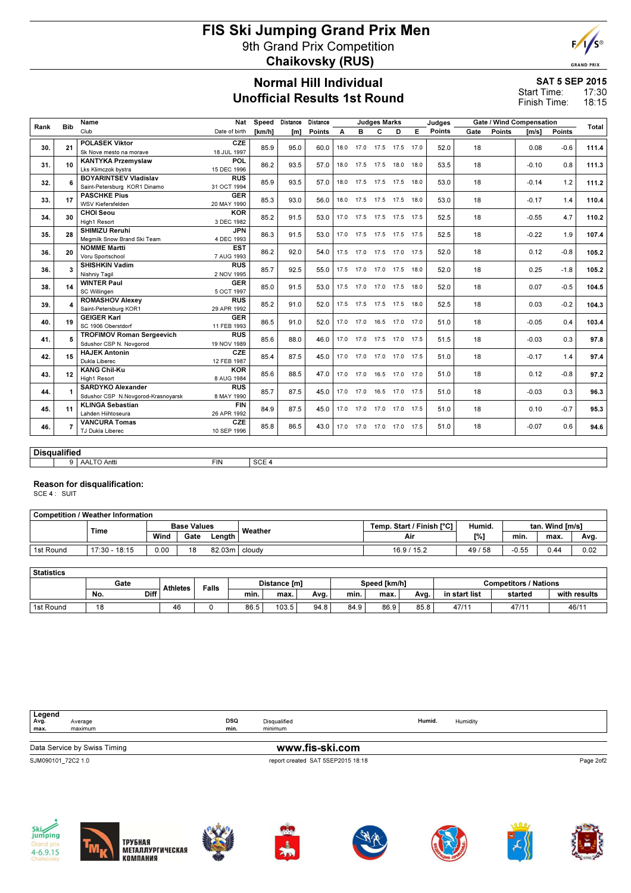# FIS Ski Jumping Grand Prix Men

## 9th Grand Prix Competition

## Chaikovsky (RUS)

## Normal Hill Individual
## Unofficial Results 1st Round

**SAT 5 SEP 2015**
Start Time: 17:30
Finish Time: 18:15

| Rank | Bib | Name / Club | Nat / Date of birth | Speed [km/h] | Distance [m] | Distance Points | A | B | C | D | E | Judges Points | Gate | Gate Points | Wind [m/s] | Wind Points | Total |
|---|---|---|---|---|---|---|---|---|---|---|---|---|---|---|---|---|---|
| 30. | 21 | POLASEK Viktor / Sk Nove mesto na morave | CZE / 18 JUL 1997 | 85.9 | 95.0 | 60.0 | 18.0 | 17.0 | 17.5 | 17.5 | 17.0 | 52.0 | 18 | | 0.08 | -0.6 | 111.4 |
| 31. | 10 | KANTYKA Przemyslaw / Lks Klimczok bystra | POL / 15 DEC 1996 | 86.2 | 93.5 | 57.0 | 18.0 | 17.5 | 17.5 | 18.0 | 18.0 | 53.5 | 18 | | -0.10 | 0.8 | 111.3 |
| 32. | 6 | BOYARINTSEV Vladislav / Saint-Petersburg KOR1 Dinamo | RUS / 31 OCT 1994 | 85.9 | 93.5 | 57.0 | 18.0 | 17.5 | 17.5 | 17.5 | 18.0 | 53.0 | 18 | | -0.14 | 1.2 | 111.2 |
| 33. | 17 | PASCHKE Pius / WSV Kiefersfelden | GER / 20 MAY 1990 | 85.3 | 93.0 | 56.0 | 18.0 | 17.5 | 17.5 | 17.5 | 18.0 | 53.0 | 18 | | -0.17 | 1.4 | 110.4 |
| 34. | 30 | CHOI Seou / High1 Resort | KOR / 3 DEC 1982 | 85.2 | 91.5 | 53.0 | 17.0 | 17.5 | 17.5 | 17.5 | 17.5 | 52.5 | 18 | | -0.55 | 4.7 | 110.2 |
| 35. | 28 | SHIMIZU Reruhi / Megmilk Snow Brand Ski Team | JPN / 4 DEC 1993 | 86.3 | 91.5 | 53.0 | 17.0 | 17.5 | 17.5 | 17.5 | 17.5 | 52.5 | 18 | | -0.22 | 1.9 | 107.4 |
| 36. | 20 | NOMME Martti / Voru Sportschool | EST / 7 AUG 1993 | 86.2 | 92.0 | 54.0 | 17.5 | 17.0 | 17.5 | 17.0 | 17.5 | 52.0 | 18 | | 0.12 | -0.8 | 105.2 |
| 36. | 3 | SHISHKIN Vadim / Nishniy Tagil | RUS / 2 NOV 1995 | 85.7 | 92.5 | 55.0 | 17.5 | 17.0 | 17.0 | 17.5 | 18.0 | 52.0 | 18 | | 0.25 | -1.8 | 105.2 |
| 38. | 14 | WINTER Paul / SC Willingen | GER / 5 OCT 1997 | 85.0 | 91.5 | 53.0 | 17.5 | 17.0 | 17.0 | 17.5 | 18.0 | 52.0 | 18 | | 0.07 | -0.5 | 104.5 |
| 39. | 4 | ROMASHOV Alexey / Saint-Petersburg KOR1 | RUS / 29 APR 1992 | 85.2 | 91.0 | 52.0 | 17.5 | 17.5 | 17.5 | 17.5 | 18.0 | 52.5 | 18 | | 0.03 | -0.2 | 104.3 |
| 40. | 19 | GEIGER Karl / SC 1906 Oberstdorf | GER / 11 FEB 1993 | 86.5 | 91.0 | 52.0 | 17.0 | 17.0 | 16.5 | 17.0 | 17.0 | 51.0 | 18 | | -0.05 | 0.4 | 103.4 |
| 41. | 5 | TROFIMOV Roman Sergeevich / Sdushor CSP N. Novgorod | RUS / 19 NOV 1989 | 85.6 | 88.0 | 46.0 | 17.0 | 17.0 | 17.5 | 17.0 | 17.5 | 51.5 | 18 | | -0.03 | 0.3 | 97.8 |
| 42. | 15 | HAJEK Antonin / Dukla Liberec | CZE / 12 FEB 1987 | 85.4 | 87.5 | 45.0 | 17.0 | 17.0 | 17.0 | 17.0 | 17.5 | 51.0 | 18 | | -0.17 | 1.4 | 97.4 |
| 43. | 12 | KANG Chil-Ku / High1 Resort | KOR / 8 AUG 1984 | 85.6 | 88.5 | 47.0 | 17.0 | 17.0 | 16.5 | 17.0 | 17.0 | 51.0 | 18 | | 0.12 | -0.8 | 97.2 |
| 44. | 1 | SARDYKO Alexander / Sdushor CSP N.Novgorod-Krasnoyarsk | RUS / 8 MAY 1990 | 85.7 | 87.5 | 45.0 | 17.0 | 17.0 | 16.5 | 17.0 | 17.5 | 51.0 | 18 | | -0.03 | 0.3 | 96.3 |
| 45. | 11 | KLINGA Sebastian / Lahden Hiihtoseura | FIN / 26 APR 1992 | 84.9 | 87.5 | 45.0 | 17.0 | 17.0 | 17.0 | 17.0 | 17.5 | 51.0 | 18 | | 0.10 | -0.7 | 95.3 |
| 46. | 7 | VANCURA Tomas / TJ Dukla Liberec | CZE / 10 SEP 1996 | 85.8 | 86.5 | 43.0 | 17.0 | 17.0 | 17.0 | 17.0 | 17.5 | 51.0 | 18 | | -0.07 | 0.6 | 94.6 |

### Disqualified

| Bib | Name | Nat | Reason |
|---|---|---|---|
| 9 | AALTO Antti | FIN | SCE 4 |

### Reason for disqualification:

SCE 4 : SUIT

### Competition / Weather Information

| | Time | Base Values | | | Weather | Temp. Start / Finish [°C] | Humid. | tan. Wind [m/s] | | |
|---|---|---|---|---|---|---|---|---|---|---|
| | | Wind | Gate | Length | | Air | [%] | min. | max. | Avg. |
| 1st Round | 17:30 - 18:15 | 0.00 | 18 | 82.03m | cloudy | 16.9 / 15.2 | 49 / 58 | -0.55 | 0.44 | 0.02 |

### Statistics

| | Gate | | Athletes | Falls | Distance [m] | | | Speed [km/h] | | | Competitors / Nations | | |
|---|---|---|---|---|---|---|---|---|---|---|---|---|---|
| | No. | Diff | | | min. | max. | Avg. | min. | max. | Avg. | in start list | started | with results |
| 1st Round | 18 | | 46 | 0 | 86.5 | 103.5 | 94.8 | 84.9 | 86.9 | 85.8 | 47/11 | 47/11 | 46/11 |

**Legend**
Avg. Average
max. maximum
DSQ Disqualified
min. minimum
Humid. Humidity

Data Service by Swiss Timing
www.fis-ski.com
SJM090101_72C2 1.0
report created SAT 5SEP2015 18:18